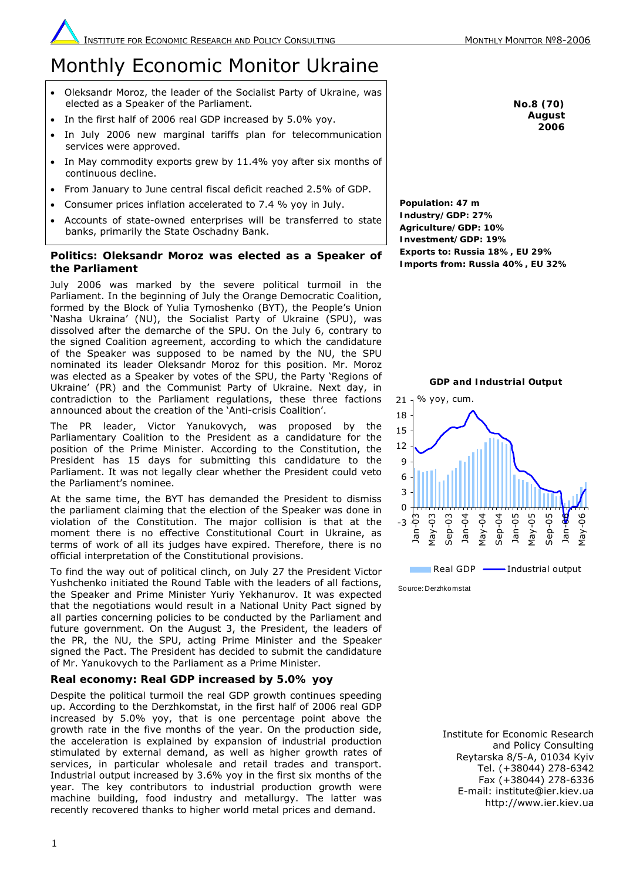# Monthly Economic Monitor Ukraine

No.8 (70)
August
2006

- Oleksandr Moroz, the leader of the Socialist Party of Ukraine, was elected as a Speaker of the Parliament.
- In the first half of 2006 real GDP increased by 5.0% yoy.
- In July 2006 new marginal tariffs plan for telecommunication services were approved.
- In May commodity exports grew by 11.4% yoy after six months of continuous decline.
- From January to June central fiscal deficit reached 2.5% of GDP.
- Consumer prices inflation accelerated to 7.4 % yoy in July.
- Accounts of state-owned enterprises will be transferred to state banks, primarily the State Oschadny Bank.

**Population: 47 m**
**Industry/GDP: 27%**
**Agriculture/GDP: 10%**
**Investment/GDP: 19%**
**Exports to: Russia 18%, EU 29%**
**Imports from: Russia 40%, EU 32%**

## Politics: Oleksandr Moroz was elected as a Speaker of the Parliament

July 2006 was marked by the severe political turmoil in the Parliament. In the beginning of July the Orange Democratic Coalition, formed by the Block of Yulia Tymoshenko (BYT), the People's Union 'Nasha Ukraina' (NU), the Socialist Party of Ukraine (SPU), was dissolved after the demarche of the SPU. On the July 6, contrary to the signed Coalition agreement, according to which the candidature of the Speaker was supposed to be named by the NU, the SPU nominated its leader Oleksandr Moroz for this position. Mr. Moroz was elected as a Speaker by votes of the SPU, the Party 'Regions of Ukraine' (PR) and the Communist Party of Ukraine. Next day, in contradiction to the Parliament regulations, these three factions announced about the creation of the 'Anti-crisis Coalition'.

The PR leader, Victor Yanukovych, was proposed by the Parliamentary Coalition to the President as a candidature for the position of the Prime Minister. According to the Constitution, the President has 15 days for submitting this candidature to the Parliament. It was not legally clear whether the President could veto the Parliament's nominee.

At the same time, the BYT has demanded the President to dismiss the parliament claiming that the election of the Speaker was done in violation of the Constitution. The major collision is that at the moment there is no effective Constitutional Court in Ukraine, as terms of work of all its judges have expired. Therefore, there is no official interpretation of the Constitutional provisions.

To find the way out of political clinch, on July 27 the President Victor Yushchenko initiated the Round Table with the leaders of all factions, the Speaker and Prime Minister Yuriy Yekhanurov. It was expected that the negotiations would result in a National Unity Pact signed by all parties concerning policies to be conducted by the Parliament and future government. On the August 3, the President, the leaders of the PR, the NU, the SPU, acting Prime Minister and the Speaker signed the Pact. The President has decided to submit the candidature of Mr. Yanukovych to the Parliament as a Prime Minister.

## Real economy: Real GDP increased by 5.0% yoy

Despite the political turmoil the real GDP growth continues speeding up. According to the Derzhkomstat, in the first half of 2006 real GDP increased by 5.0% yoy, that is one percentage point above the growth rate in the five months of the year. On the production side, the acceleration is explained by expansion of industrial production stimulated by external demand, as well as higher growth rates of services, in particular wholesale and retail trades and transport. Industrial output increased by 3.6% yoy in the first six months of the year. The key contributors to industrial production growth were machine building, food industry and metallurgy. The latter was recently recovered thanks to higher world metal prices and demand.

**GDP and Industrial Output**

% yoy, cum.

Legend: Real GDP; Industrial output

Source: Derzhkomstat

Institute for Economic Research and Policy Consulting
Reytarska 8/5-A, 01034 Kyiv
Tel. (+38044) 278-6342
Fax (+38044) 278-6336
E-mail: institute@ier.kiev.ua
http://www.ier.kiev.ua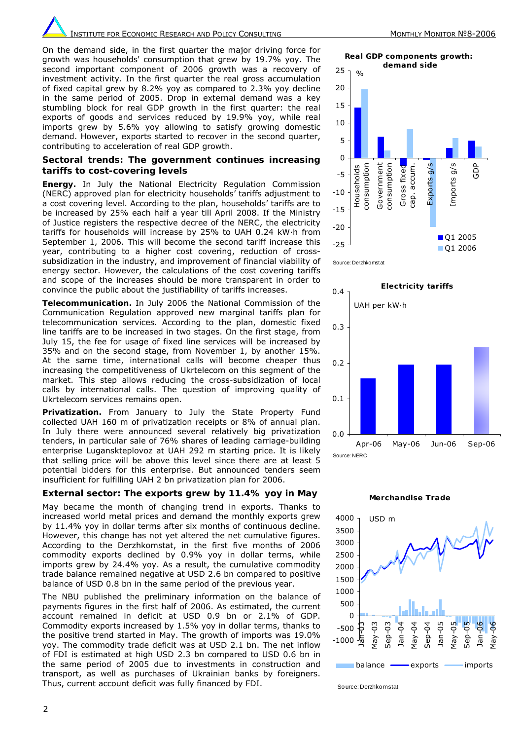On the demand side, in the first quarter the major driving force for growth was households' consumption that grew by 19.7% yoy. The second important component of 2006 growth was a recovery of investment activity. In the first quarter the real gross accumulation of fixed capital grew by 8.2% yoy as compared to 2.3% yoy decline in the same period of 2005. Drop in external demand was a key stumbling block for real GDP growth in the first quarter: the real exports of goods and services reduced by 19.9% yoy, while real imports grew by 5.6% yoy allowing to satisfy growing domestic demand. However, exports started to recover in the second quarter, contributing to acceleration of real GDP growth.

## Sectoral trends: The government continues increasing tariffs to cost-covering levels

**Energy.** In July the National Electricity Regulation Commission (NERC) approved plan for electricity households' tariffs adjustment to a cost covering level. According to the plan, households' tariffs are to be increased by 25% each half a year till April 2008. If the Ministry of Justice registers the respective decree of the NERC, the electricity tariffs for households will increase by 25% to UAH 0.24 kW·h from September 1, 2006. This will become the second tariff increase this year, contributing to a higher cost covering, reduction of cross-subsidization in the industry, and improvement of financial viability of energy sector. However, the calculations of the cost covering tariffs and scope of the increases should be more transparent in order to convince the public about the justifiability of tariffs increases.

**Telecommunication.** In July 2006 the National Commission of the Communication Regulation approved new marginal tariffs plan for telecommunication services. According to the plan, domestic fixed line tariffs are to be increased in two stages. On the first stage, from July 15, the fee for usage of fixed line services will be increased by 35% and on the second stage, from November 1, by another 15%. At the same time, international calls will become cheaper thus increasing the competitiveness of Ukrtelecom on this segment of the market. This step allows reducing the cross-subsidization of local calls by international calls. The question of improving quality of Ukrtelecom services remains open.

**Privatization.** From January to July the State Property Fund collected UAH 160 m of privatization receipts or 8% of annual plan. In July there were announced several relatively big privatization tenders, in particular sale of 76% shares of leading carriage-building enterprise Luganskteplovoz at UAH 292 m starting price. It is likely that selling price will be above this level since there are at least 5 potential bidders for this enterprise. But announced tenders seem insufficient for fulfilling UAH 2 bn privatization plan for 2006.

## External sector: The exports grew by 11.4% yoy in May

May became the month of changing trend in exports. Thanks to increased world metal prices and demand the monthly exports grew by 11.4% yoy in dollar terms after six months of continuous decline. However, this change has not yet altered the net cumulative figures. According to the Derzhkomstat, in the first five months of 2006 commodity exports declined by 0.9% yoy in dollar terms, while imports grew by 24.4% yoy. As a result, the cumulative commodity trade balance remained negative at USD 2.6 bn compared to positive balance of USD 0.8 bn in the same period of the previous year.

The NBU published the preliminary information on the balance of payments figures in the first half of 2006. As estimated, the current account remained in deficit at USD 0.9 bn or 2.1% of GDP. Commodity exports increased by 1.5% yoy in dollar terms, thanks to the positive trend started in May. The growth of imports was 19.0% yoy. The commodity trade deficit was at USD 2.1 bn. The net inflow of FDI is estimated at high USD 2.3 bn compared to USD 0.6 bn in the same period of 2005 due to investments in construction and transport, as well as purchases of Ukrainian banks by foreigners. Thus, current account deficit was fully financed by FDI.

**Real GDP components growth: demand side**

Source: Derzhkomstat

**Electricity tariffs**

Source: NERC

**Merchandise Trade**

Source: Derzhkomstat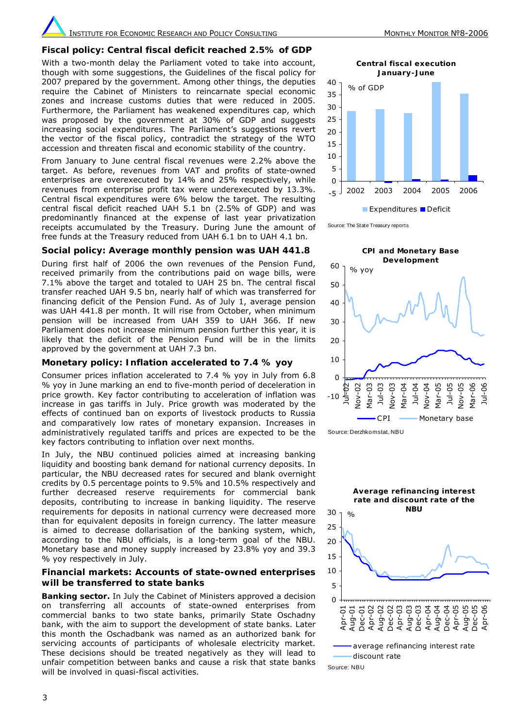## Fiscal policy: Central fiscal deficit reached 2.5% of GDP

With a two-month delay the Parliament voted to take into account, though with some suggestions, the Guidelines of the fiscal policy for 2007 prepared by the government. Among other things, the deputies require the Cabinet of Ministers to reincarnate special economic zones and increase customs duties that were reduced in 2005. Furthermore, the Parliament has weakened expenditures cap, which was proposed by the government at 30% of GDP and suggests increasing social expenditures. The Parliament's suggestions revert the vector of the fiscal policy, contradict the strategy of the WTO accession and threaten fiscal and economic stability of the country.

From January to June central fiscal revenues were 2.2% above the target. As before, revenues from VAT and profits of state-owned enterprises are overexecuted by 14% and 25% respectively, while revenues from enterprise profit tax were underexecuted by 13.3%. Central fiscal expenditures were 6% below the target. The resulting central fiscal deficit reached UAH 5.1 bn (2.5% of GDP) and was predominantly financed at the expense of last year privatization receipts accumulated by the Treasury. During June the amount of free funds at the Treasury reduced from UAH 6.1 bn to UAH 4.1 bn.

**Central fiscal execution January-June**

Source: The State Treasury reports

## Social policy: Average monthly pension was UAH 441.8

During first half of 2006 the own revenues of the Pension Fund, received primarily from the contributions paid on wage bills, were 7.1% above the target and totaled to UAH 25 bn. The central fiscal transfer reached UAH 9.5 bn, nearly half of which was transferred for financing deficit of the Pension Fund. As of July 1, average pension was UAH 441.8 per month. It will rise from October, when minimum pension will be increased from UAH 359 to UAH 366. If new Parliament does not increase minimum pension further this year, it is likely that the deficit of the Pension Fund will be in the limits approved by the government at UAH 7.3 bn.

**CPI and Monetary Base Development**

Source: Derzhkomstat, NBU

## Monetary policy: Inflation accelerated to 7.4 % yoy

Consumer prices inflation accelerated to 7.4 % yoy in July from 6.8 % yoy in June marking an end to five-month period of deceleration in price growth. Key factor contributing to acceleration of inflation was increase in gas tariffs in July. Price growth was moderated by the effects of continued ban on exports of livestock products to Russia and comparatively low rates of monetary expansion. Increases in administratively regulated tariffs and prices are expected to be the key factors contributing to inflation over next months.

In July, the NBU continued policies aimed at increasing banking liquidity and boosting bank demand for national currency deposits. In particular, the NBU decreased rates for secured and blank overnight credits by 0.5 percentage points to 9.5% and 10.5% respectively and further decreased reserve requirements for commercial bank deposits, contributing to increase in banking liquidity. The reserve requirements for deposits in national currency were decreased more than for equivalent deposits in foreign currency. The latter measure is aimed to decrease dollarisation of the banking system, which, according to the NBU officials, is a long-term goal of the NBU. Monetary base and money supply increased by 23.8% yoy and 39.3 % yoy respectively in July.

**Average refinancing interest rate and discount rate of the NBU**

Source: NBU

## Financial markets: Accounts of state-owned enterprises will be transferred to state banks

**Banking sector.** In July the Cabinet of Ministers approved a decision on transferring all accounts of state-owned enterprises from commercial banks to two state banks, primarily State Oschadny bank, with the aim to support the development of state banks. Later this month the Oschadbank was named as an authorized bank for servicing of participants of wholesale electricity market. These decisions should be treated negatively as they will lead to unfair competition between banks and cause a risk that state banks will be involved in quasi-fiscal activities.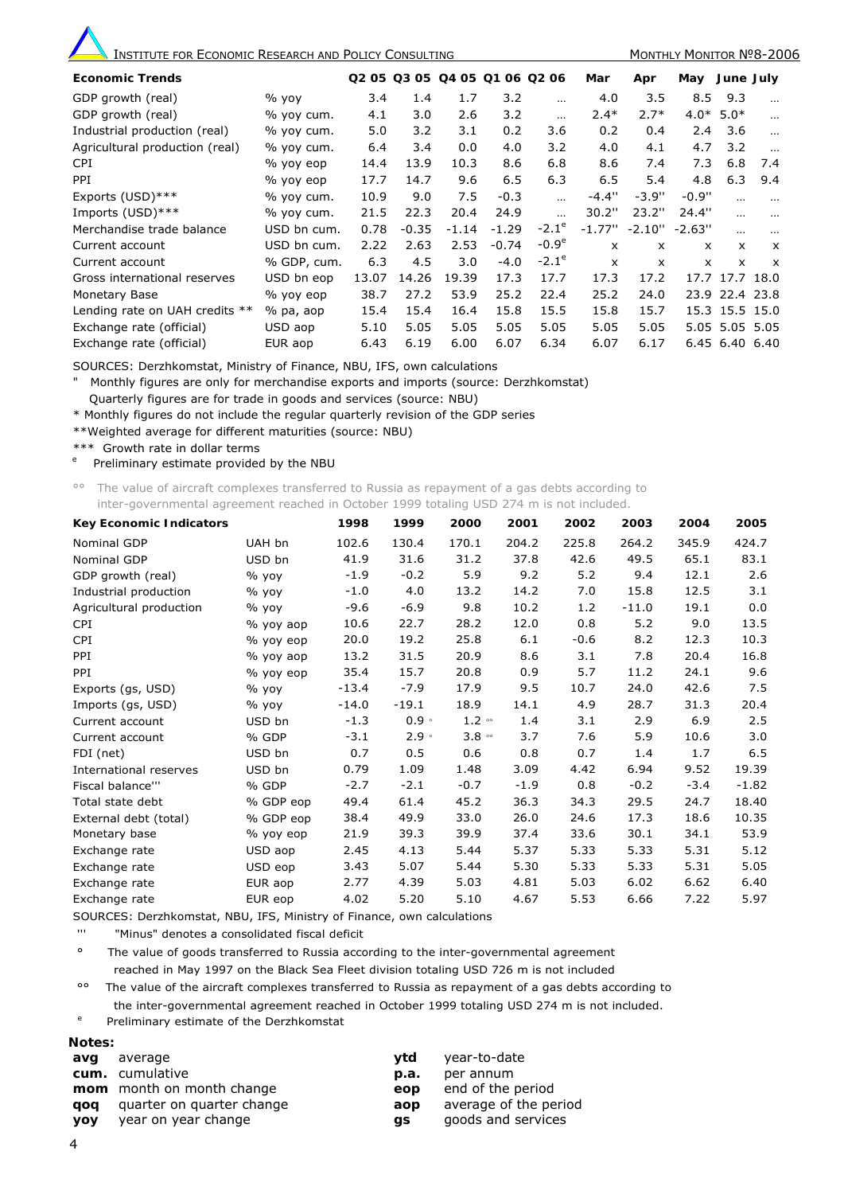| Economic Trends | | Q2 05 | Q3 05 | Q4 05 | Q1 06 | Q2 06 | Mar | Apr | May | June | July |
|---|---|---|---|---|---|---|---|---|---|---|---|
| GDP growth (real) | % yoy | 3.4 | 1.4 | 1.7 | 3.2 | … | 4.0 | 3.5 | 8.5 | 9.3 | … |
| GDP growth (real) | % yoy cum. | 4.1 | 3.0 | 2.6 | 3.2 | … | 2.4* | 2.7* | 4.0* | 5.0* | … |
| Industrial production (real) | % yoy cum. | 5.0 | 3.2 | 3.1 | 0.2 | 3.6 | 0.2 | 0.4 | 2.4 | 3.6 | … |
| Agricultural production (real) | % yoy cum. | 6.4 | 3.4 | 0.0 | 4.0 | 3.2 | 4.0 | 4.1 | 4.7 | 3.2 | … |
| CPI | % yoy eop | 14.4 | 13.9 | 10.3 | 8.6 | 6.8 | 8.6 | 7.4 | 7.3 | 6.8 | 7.4 |
| PPI | % yoy eop | 17.7 | 14.7 | 9.6 | 6.5 | 6.3 | 6.5 | 5.4 | 4.8 | 6.3 | 9.4 |
| Exports (USD)*** | % yoy cum. | 10.9 | 9.0 | 7.5 | -0.3 | … | -4.4'' | -3.9'' | -0.9'' | … | … |
| Imports (USD)*** | % yoy cum. | 21.5 | 22.3 | 20.4 | 24.9 | … | 30.2'' | 23.2'' | 24.4'' | … | … |
| Merchandise trade balance | USD bn cum. | 0.78 | -0.35 | -1.14 | -1.29 | -2.1[e] | -1.77'' | -2.10'' | -2.63'' | … | … |
| Current account | USD bn cum. | 2.22 | 2.63 | 2.53 | -0.74 | -0.9[e] | x | x | x | x | x |
| Current account | % GDP, cum. | 6.3 | 4.5 | 3.0 | -4.0 | -2.1[e] | x | x | x | x | x |
| Gross international reserves | USD bn eop | 13.07 | 14.26 | 19.39 | 17.3 | 17.7 | 17.3 | 17.2 | 17.7 | 17.7 | 18.0 |
| Monetary Base | % yoy eop | 38.7 | 27.2 | 53.9 | 25.2 | 22.4 | 25.2 | 24.0 | 23.9 | 22.4 | 23.8 |
| Lending rate on UAH credits ** | % pa, aop | 15.4 | 15.4 | 16.4 | 15.8 | 15.5 | 15.8 | 15.7 | 15.3 | 15.5 | 15.0 |
| Exchange rate (official) | USD aop | 5.10 | 5.05 | 5.05 | 5.05 | 5.05 | 5.05 | 5.05 | 5.05 | 5.05 | 5.05 |
| Exchange rate (official) | EUR aop | 6.43 | 6.19 | 6.00 | 6.07 | 6.34 | 6.07 | 6.17 | 6.45 | 6.40 | 6.40 |

SOURCES: Derzhkomstat, Ministry of Finance, NBU, IFS, own calculations

'' Monthly figures are only for merchandise exports and imports (source: Derzhkomstat)
Quarterly figures are for trade in goods and services (source: NBU)

\* Monthly figures do not include the regular quarterly revision of the GDP series

\*\*Weighted average for different maturities (source: NBU)

\*\*\* Growth rate in dollar terms

[e] Preliminary estimate provided by the NBU

°° The value of aircraft complexes transferred to Russia as repayment of a gas debts according to inter-governmental agreement reached in October 1999 totaling USD 274 m is not included.

| Key Economic Indicators | | 1998 | 1999 | 2000 | 2001 | 2002 | 2003 | 2004 | 2005 |
|---|---|---|---|---|---|---|---|---|---|
| Nominal GDP | UAH bn | 102.6 | 130.4 | 170.1 | 204.2 | 225.8 | 264.2 | 345.9 | 424.7 |
| Nominal GDP | USD bn | 41.9 | 31.6 | 31.2 | 37.8 | 42.6 | 49.5 | 65.1 | 83.1 |
| GDP growth (real) | % yoy | -1.9 | -0.2 | 5.9 | 9.2 | 5.2 | 9.4 | 12.1 | 2.6 |
| Industrial production | % yoy | -1.0 | 4.0 | 13.2 | 14.2 | 7.0 | 15.8 | 12.5 | 3.1 |
| Agricultural production | % yoy | -9.6 | -6.9 | 9.8 | 10.2 | 1.2 | -11.0 | 19.1 | 0.0 |
| CPI | % yoy aop | 10.6 | 22.7 | 28.2 | 12.0 | 0.8 | 5.2 | 9.0 | 13.5 |
| CPI | % yoy eop | 20.0 | 19.2 | 25.8 | 6.1 | -0.6 | 8.2 | 12.3 | 10.3 |
| PPI | % yoy aop | 13.2 | 31.5 | 20.9 | 8.6 | 3.1 | 7.8 | 20.4 | 16.8 |
| PPI | % yoy eop | 35.4 | 15.7 | 20.8 | 0.9 | 5.7 | 11.2 | 24.1 | 9.6 |
| Exports (gs, USD) | % yoy | -13.4 | -7.9 | 17.9 | 9.5 | 10.7 | 24.0 | 42.6 | 7.5 |
| Imports (gs, USD) | % yoy | -14.0 | -19.1 | 18.9 | 14.1 | 4.9 | 28.7 | 31.3 | 20.4 |
| Current account | USD bn | -1.3 | 0.9 ° | 1.2 °° | 1.4 | 3.1 | 2.9 | 6.9 | 2.5 |
| Current account | % GDP | -3.1 | 2.9 ° | 3.8 °° | 3.7 | 7.6 | 5.9 | 10.6 | 3.0 |
| FDI (net) | USD bn | 0.7 | 0.5 | 0.6 | 0.8 | 0.7 | 1.4 | 1.7 | 6.5 |
| International reserves | USD bn | 0.79 | 1.09 | 1.48 | 3.09 | 4.42 | 6.94 | 9.52 | 19.39 |
| Fiscal balance''' | % GDP | -2.7 | -2.1 | -0.7 | -1.9 | 0.8 | -0.2 | -3.4 | -1.82 |
| Total state debt | % GDP eop | 49.4 | 61.4 | 45.2 | 36.3 | 34.3 | 29.5 | 24.7 | 18.40 |
| External debt (total) | % GDP eop | 38.4 | 49.9 | 33.0 | 26.0 | 24.6 | 17.3 | 18.6 | 10.35 |
| Monetary base | % yoy eop | 21.9 | 39.3 | 39.9 | 37.4 | 33.6 | 30.1 | 34.1 | 53.9 |
| Exchange rate | USD aop | 2.45 | 4.13 | 5.44 | 5.37 | 5.33 | 5.33 | 5.31 | 5.12 |
| Exchange rate | USD eop | 3.43 | 5.07 | 5.44 | 5.30 | 5.33 | 5.33 | 5.31 | 5.05 |
| Exchange rate | EUR aop | 2.77 | 4.39 | 5.03 | 4.81 | 5.03 | 6.02 | 6.62 | 6.40 |
| Exchange rate | EUR eop | 4.02 | 5.20 | 5.10 | 4.67 | 5.53 | 6.66 | 7.22 | 5.97 |

SOURCES: Derzhkomstat, NBU, IFS, Ministry of Finance, own calculations

''' "Minus" denotes a consolidated fiscal deficit

° The value of goods transferred to Russia according to the inter-governmental agreement reached in May 1997 on the Black Sea Fleet division totaling USD 726 m is not included

°° The value of the aircraft complexes transferred to Russia as repayment of a gas debts according to the inter-governmental agreement reached in October 1999 totaling USD 274 m is not included.

[e] Preliminary estimate of the Derzhkomstat

**Notes:**

| | | | |
|---|---|---|---|
| **avg** | average | **ytd** | year-to-date |
| **cum.** | cumulative | **p.a.** | per annum |
| **mom** | month on month change | **eop** | end of the period |
| **qoq** | quarter on quarter change | **aop** | average of the period |
| **yoy** | year on year change | **gs** | goods and services |